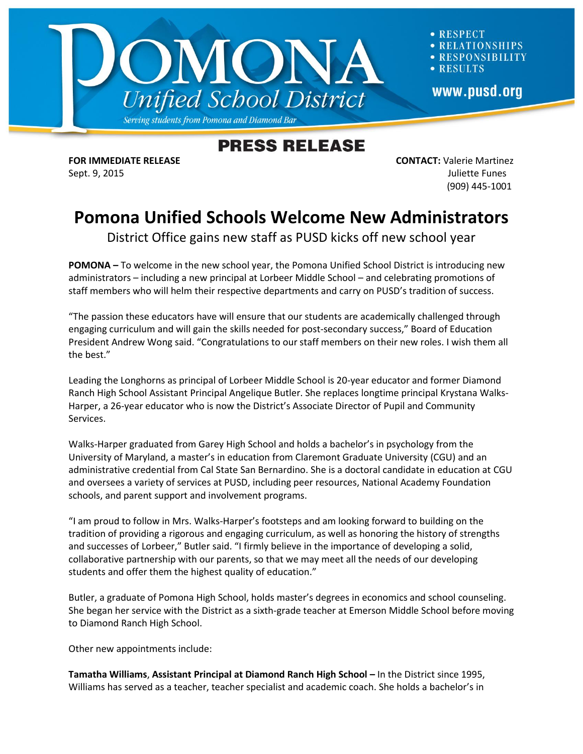# PRESS RELEASE

**FOR IMMEDIATE RELEASE**
Sept. 9, 2015

**CONTACT:** Valerie Martinez
Juliette Funes
(909) 445-1001

## Pomona Unified Schools Welcome New Administrators

District Office gains new staff as PUSD kicks off new school year

**POMONA –** To welcome in the new school year, the Pomona Unified School District is introducing new administrators – including a new principal at Lorbeer Middle School – and celebrating promotions of staff members who will helm their respective departments and carry on PUSD's tradition of success.

"The passion these educators have will ensure that our students are academically challenged through engaging curriculum and will gain the skills needed for post-secondary success," Board of Education President Andrew Wong said. "Congratulations to our staff members on their new roles. I wish them all the best."

Leading the Longhorns as principal of Lorbeer Middle School is 20-year educator and former Diamond Ranch High School Assistant Principal Angelique Butler. She replaces longtime principal Krystana Walks-Harper, a 26-year educator who is now the District's Associate Director of Pupil and Community Services.

Walks-Harper graduated from Garey High School and holds a bachelor's in psychology from the University of Maryland, a master's in education from Claremont Graduate University (CGU) and an administrative credential from Cal State San Bernardino. She is a doctoral candidate in education at CGU and oversees a variety of services at PUSD, including peer resources, National Academy Foundation schools, and parent support and involvement programs.

"I am proud to follow in Mrs. Walks-Harper's footsteps and am looking forward to building on the tradition of providing a rigorous and engaging curriculum, as well as honoring the history of strengths and successes of Lorbeer," Butler said. "I firmly believe in the importance of developing a solid, collaborative partnership with our parents, so that we may meet all the needs of our developing students and offer them the highest quality of education."

Butler, a graduate of Pomona High School, holds master's degrees in economics and school counseling. She began her service with the District as a sixth-grade teacher at Emerson Middle School before moving to Diamond Ranch High School.

Other new appointments include:

**Tamatha Williams**, **Assistant Principal at Diamond Ranch High School –** In the District since 1995, Williams has served as a teacher, teacher specialist and academic coach. She holds a bachelor's in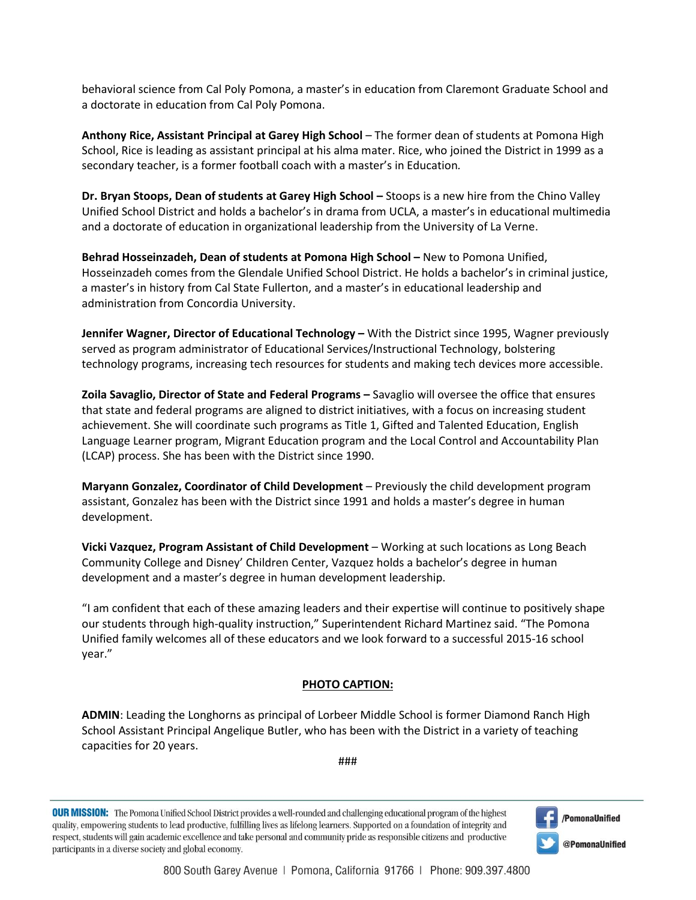behavioral science from Cal Poly Pomona, a master's in education from Claremont Graduate School and a doctorate in education from Cal Poly Pomona.

**Anthony Rice, Assistant Principal at Garey High School** – The former dean of students at Pomona High School, Rice is leading as assistant principal at his alma mater. Rice, who joined the District in 1999 as a secondary teacher, is a former football coach with a master's in Education.

**Dr. Bryan Stoops, Dean of students at Garey High School –** Stoops is a new hire from the Chino Valley Unified School District and holds a bachelor's in drama from UCLA, a master's in educational multimedia and a doctorate of education in organizational leadership from the University of La Verne.

**Behrad Hosseinzadeh, Dean of students at Pomona High School –** New to Pomona Unified, Hosseinzadeh comes from the Glendale Unified School District. He holds a bachelor's in criminal justice, a master's in history from Cal State Fullerton, and a master's in educational leadership and administration from Concordia University.

**Jennifer Wagner, Director of Educational Technology –** With the District since 1995, Wagner previously served as program administrator of Educational Services/Instructional Technology, bolstering technology programs, increasing tech resources for students and making tech devices more accessible.

**Zoila Savaglio, Director of State and Federal Programs –** Savaglio will oversee the office that ensures that state and federal programs are aligned to district initiatives, with a focus on increasing student achievement. She will coordinate such programs as Title 1, Gifted and Talented Education, English Language Learner program, Migrant Education program and the Local Control and Accountability Plan (LCAP) process. She has been with the District since 1990.

**Maryann Gonzalez, Coordinator of Child Development** – Previously the child development program assistant, Gonzalez has been with the District since 1991 and holds a master's degree in human development.

**Vicki Vazquez, Program Assistant of Child Development** – Working at such locations as Long Beach Community College and Disney' Children Center, Vazquez holds a bachelor's degree in human development and a master's degree in human development leadership.

"I am confident that each of these amazing leaders and their expertise will continue to positively shape our students through high-quality instruction," Superintendent Richard Martinez said. "The Pomona Unified family welcomes all of these educators and we look forward to a successful 2015-16 school year."

**PHOTO CAPTION:**

**ADMIN**: Leading the Longhorns as principal of Lorbeer Middle School is former Diamond Ranch High School Assistant Principal Angelique Butler, who has been with the District in a variety of teaching capacities for 20 years.

###

**OUR MISSION:** The Pomona Unified School District provides a well-rounded and challenging educational program of the highest quality, empowering students to lead productive, fulfilling lives as lifelong learners. Supported on a foundation of integrity and respect, students will gain academic excellence and take personal and community pride as responsible citizens and productive participants in a diverse society and global economy.

/PomonaUnified

@PomonaUnified

800 South Garey Avenue | Pomona, California 91766 | Phone: 909.397.4800